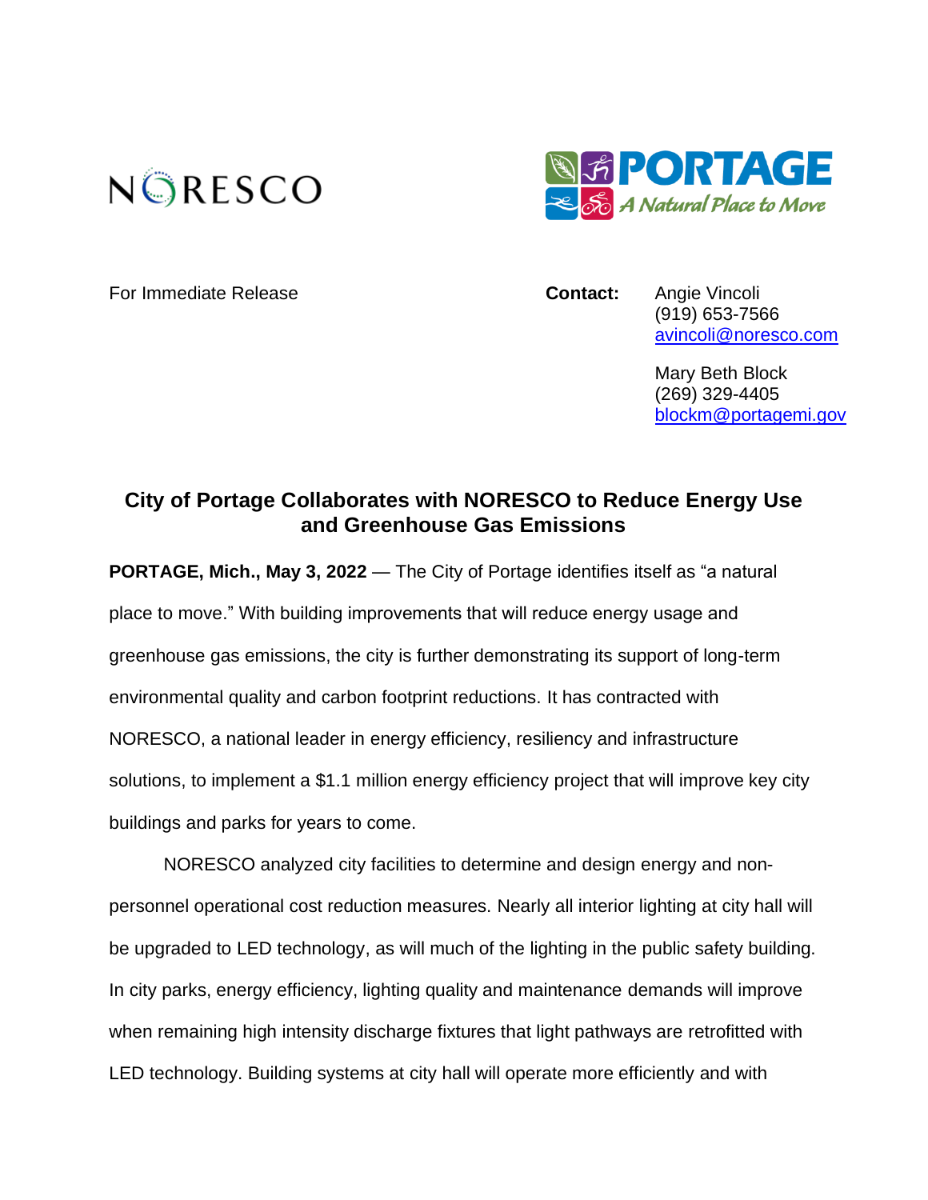NORESCO

PORTAGE
A Natural Place to Move

For Immediate Release

**Contact:** Angie Vincoli
(919) 653-7566
avincoli@noresco.com

Mary Beth Block
(269) 329-4405
blockm@portagemi.gov

# City of Portage Collaborates with NORESCO to Reduce Energy Use and Greenhouse Gas Emissions

**PORTAGE, Mich., May 3, 2022** — The City of Portage identifies itself as "a natural place to move." With building improvements that will reduce energy usage and greenhouse gas emissions, the city is further demonstrating its support of long-term environmental quality and carbon footprint reductions. It has contracted with NORESCO, a national leader in energy efficiency, resiliency and infrastructure solutions, to implement a $1.1 million energy efficiency project that will improve key city buildings and parks for years to come.

NORESCO analyzed city facilities to determine and design energy and non-personnel operational cost reduction measures. Nearly all interior lighting at city hall will be upgraded to LED technology, as will much of the lighting in the public safety building. In city parks, energy efficiency, lighting quality and maintenance demands will improve when remaining high intensity discharge fixtures that light pathways are retrofitted with LED technology. Building systems at city hall will operate more efficiently and with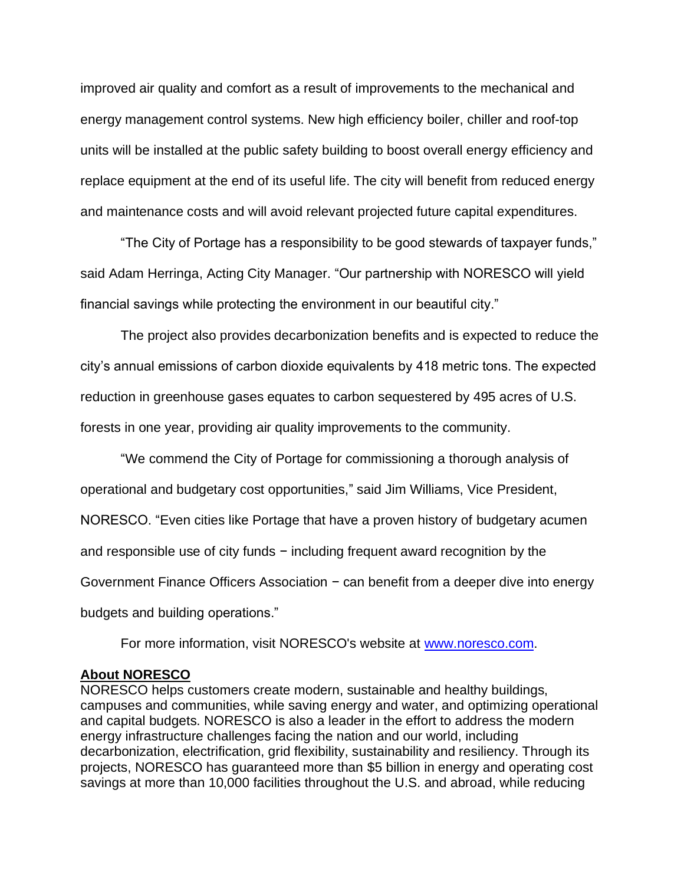improved air quality and comfort as a result of improvements to the mechanical and energy management control systems. New high efficiency boiler, chiller and roof-top units will be installed at the public safety building to boost overall energy efficiency and replace equipment at the end of its useful life. The city will benefit from reduced energy and maintenance costs and will avoid relevant projected future capital expenditures.

"The City of Portage has a responsibility to be good stewards of taxpayer funds," said Adam Herringa, Acting City Manager. "Our partnership with NORESCO will yield financial savings while protecting the environment in our beautiful city."

The project also provides decarbonization benefits and is expected to reduce the city's annual emissions of carbon dioxide equivalents by 418 metric tons. The expected reduction in greenhouse gases equates to carbon sequestered by 495 acres of U.S. forests in one year, providing air quality improvements to the community.

"We commend the City of Portage for commissioning a thorough analysis of operational and budgetary cost opportunities," said Jim Williams, Vice President, NORESCO. "Even cities like Portage that have a proven history of budgetary acumen and responsible use of city funds − including frequent award recognition by the Government Finance Officers Association − can benefit from a deeper dive into energy budgets and building operations."

For more information, visit NORESCO's website at [www.noresco.com](http://www.noresco.com).

**About NORESCO**

NORESCO helps customers create modern, sustainable and healthy buildings, campuses and communities, while saving energy and water, and optimizing operational and capital budgets. NORESCO is also a leader in the effort to address the modern energy infrastructure challenges facing the nation and our world, including decarbonization, electrification, grid flexibility, sustainability and resiliency. Through its projects, NORESCO has guaranteed more than $5 billion in energy and operating cost savings at more than 10,000 facilities throughout the U.S. and abroad, while reducing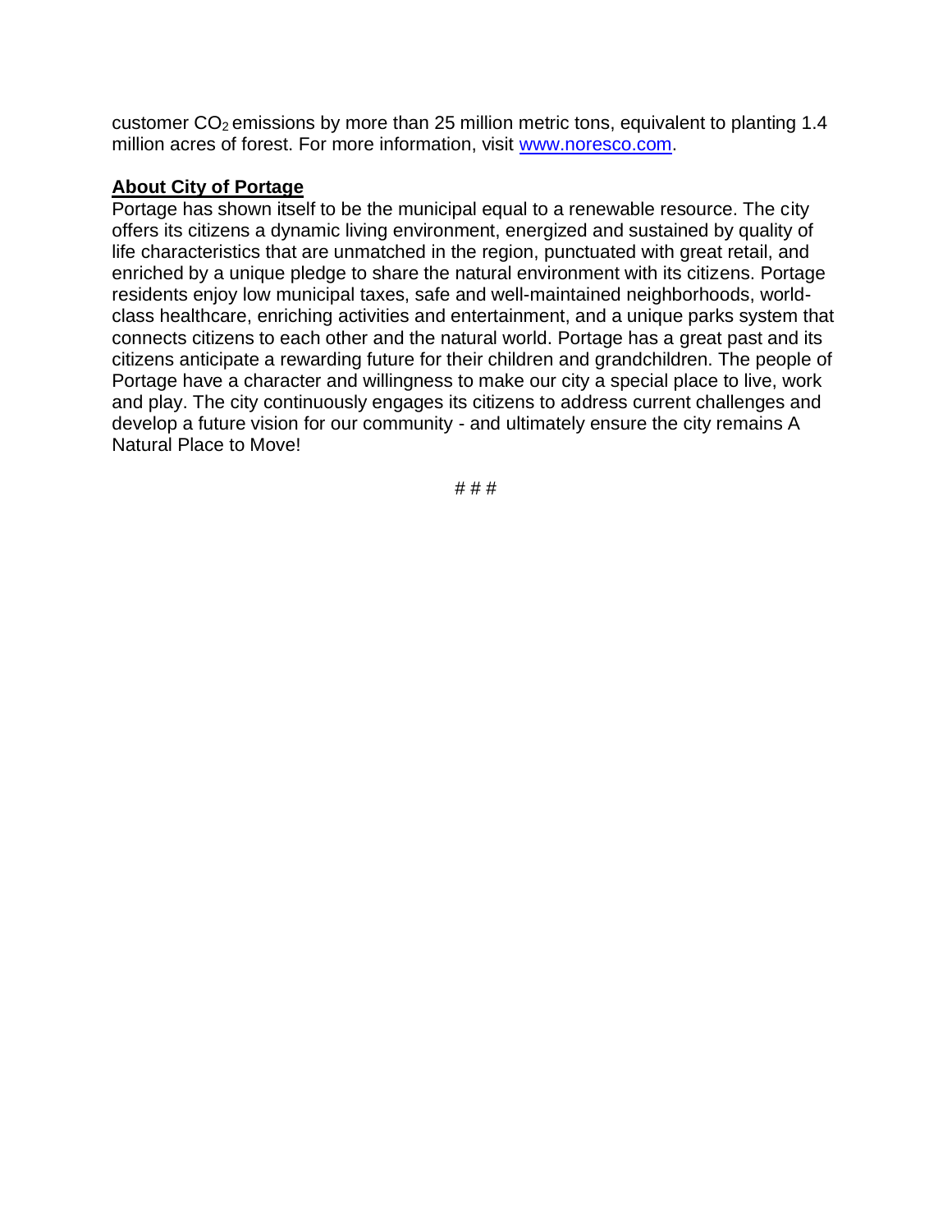customer $CO_2$ emissions by more than 25 million metric tons, equivalent to planting 1.4 million acres of forest. For more information, visit [www.noresco.com](http://www.noresco.com).

**About City of Portage**

Portage has shown itself to be the municipal equal to a renewable resource. The city offers its citizens a dynamic living environment, energized and sustained by quality of life characteristics that are unmatched in the region, punctuated with great retail, and enriched by a unique pledge to share the natural environment with its citizens. Portage residents enjoy low municipal taxes, safe and well-maintained neighborhoods, world-class healthcare, enriching activities and entertainment, and a unique parks system that connects citizens to each other and the natural world. Portage has a great past and its citizens anticipate a rewarding future for their children and grandchildren. The people of Portage have a character and willingness to make our city a special place to live, work and play. The city continuously engages its citizens to address current challenges and develop a future vision for our community - and ultimately ensure the city remains A Natural Place to Move!

# # #